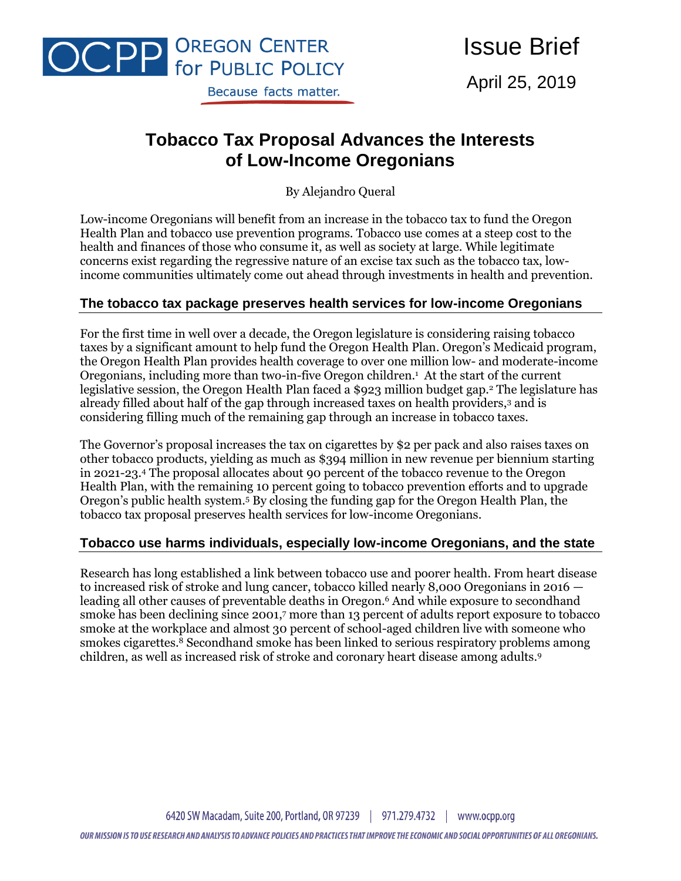OREGON CENTER for PUBLIC POLICY

Because facts matter.

Issue Brief

April 25, 2019

# Tobacco Tax Proposal Advances the Interests of Low-Income Oregonians

By Alejandro Queral

Low-income Oregonians will benefit from an increase in the tobacco tax to fund the Oregon Health Plan and tobacco use prevention programs. Tobacco use comes at a steep cost to the health and finances of those who consume it, as well as society at large. While legitimate concerns exist regarding the regressive nature of an excise tax such as the tobacco tax, low-income communities ultimately come out ahead through investments in health and prevention.

## The tobacco tax package preserves health services for low-income Oregonians

For the first time in well over a decade, the Oregon legislature is considering raising tobacco taxes by a significant amount to help fund the Oregon Health Plan. Oregon's Medicaid program, the Oregon Health Plan provides health coverage to over one million low- and moderate-income Oregonians, including more than two-in-five Oregon children.[1] At the start of the current legislative session, the Oregon Health Plan faced a $923 million budget gap.[2] The legislature has already filled about half of the gap through increased taxes on health providers,[3] and is considering filling much of the remaining gap through an increase in tobacco taxes.

The Governor's proposal increases the tax on cigarettes by $2 per pack and also raises taxes on other tobacco products, yielding as much as $394 million in new revenue per biennium starting in 2021-23.[4] The proposal allocates about 90 percent of the tobacco revenue to the Oregon Health Plan, with the remaining 10 percent going to tobacco prevention efforts and to upgrade Oregon's public health system.[5] By closing the funding gap for the Oregon Health Plan, the tobacco tax proposal preserves health services for low-income Oregonians.

## Tobacco use harms individuals, especially low-income Oregonians, and the state

Research has long established a link between tobacco use and poorer health. From heart disease to increased risk of stroke and lung cancer, tobacco killed nearly 8,000 Oregonians in 2016 — leading all other causes of preventable deaths in Oregon.[6] And while exposure to secondhand smoke has been declining since 2001,[7] more than 13 percent of adults report exposure to tobacco smoke at the workplace and almost 30 percent of school-aged children live with someone who smokes cigarettes.[8] Secondhand smoke has been linked to serious respiratory problems among children, as well as increased risk of stroke and coronary heart disease among adults.[9]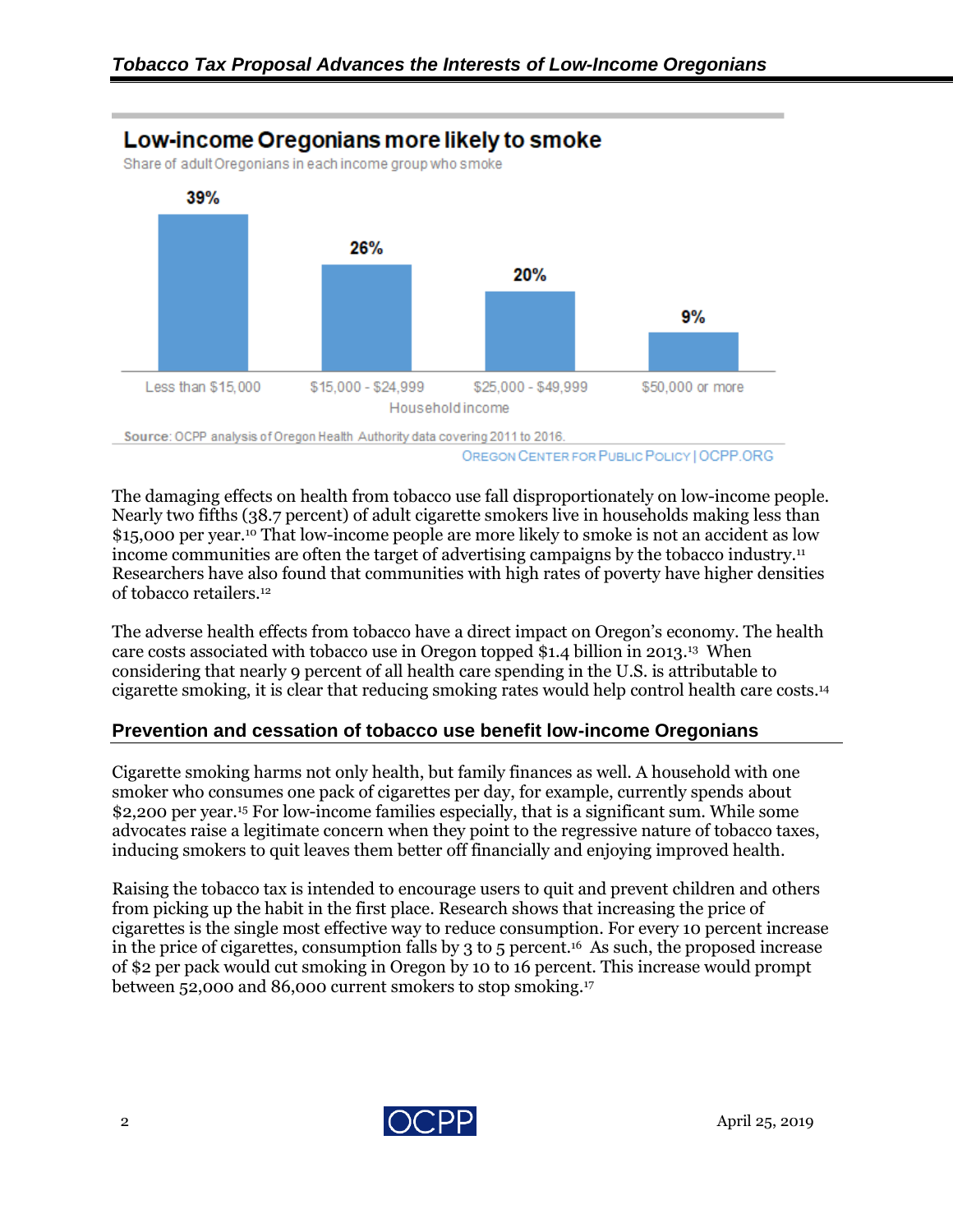## Low-income Oregonians more likely to smoke

Share of adult Oregonians in each income group who smoke

| Household income | Share who smoke |
|---|---|
| Less than $15,000 | 39% |
| $15,000 - $24,999 | 26% |
| $25,000 - $49,999 | 20% |
| $50,000 or more | 9% |

**Source**: OCPP analysis of Oregon Health Authority data covering 2011 to 2016.

OREGON CENTER FOR PUBLIC POLICY | OCPP.ORG

The damaging effects on health from tobacco use fall disproportionately on low-income people. Nearly two fifths (38.7 percent) of adult cigarette smokers live in households making less than $15,000 per year.[10] That low-income people are more likely to smoke is not an accident as low income communities are often the target of advertising campaigns by the tobacco industry.[11] Researchers have also found that communities with high rates of poverty have higher densities of tobacco retailers.[12]

The adverse health effects from tobacco have a direct impact on Oregon's economy. The health care costs associated with tobacco use in Oregon topped $1.4 billion in 2013.[13] When considering that nearly 9 percent of all health care spending in the U.S. is attributable to cigarette smoking, it is clear that reducing smoking rates would help control health care costs.[14]

### Prevention and cessation of tobacco use benefit low-income Oregonians

Cigarette smoking harms not only health, but family finances as well. A household with one smoker who consumes one pack of cigarettes per day, for example, currently spends about $2,200 per year.[15] For low-income families especially, that is a significant sum. While some advocates raise a legitimate concern when they point to the regressive nature of tobacco taxes, inducing smokers to quit leaves them better off financially and enjoying improved health.

Raising the tobacco tax is intended to encourage users to quit and prevent children and others from picking up the habit in the first place. Research shows that increasing the price of cigarettes is the single most effective way to reduce consumption. For every 10 percent increase in the price of cigarettes, consumption falls by 3 to 5 percent.[16] As such, the proposed increase of $2 per pack would cut smoking in Oregon by 10 to 16 percent. This increase would prompt between 52,000 and 86,000 current smokers to stop smoking.[17]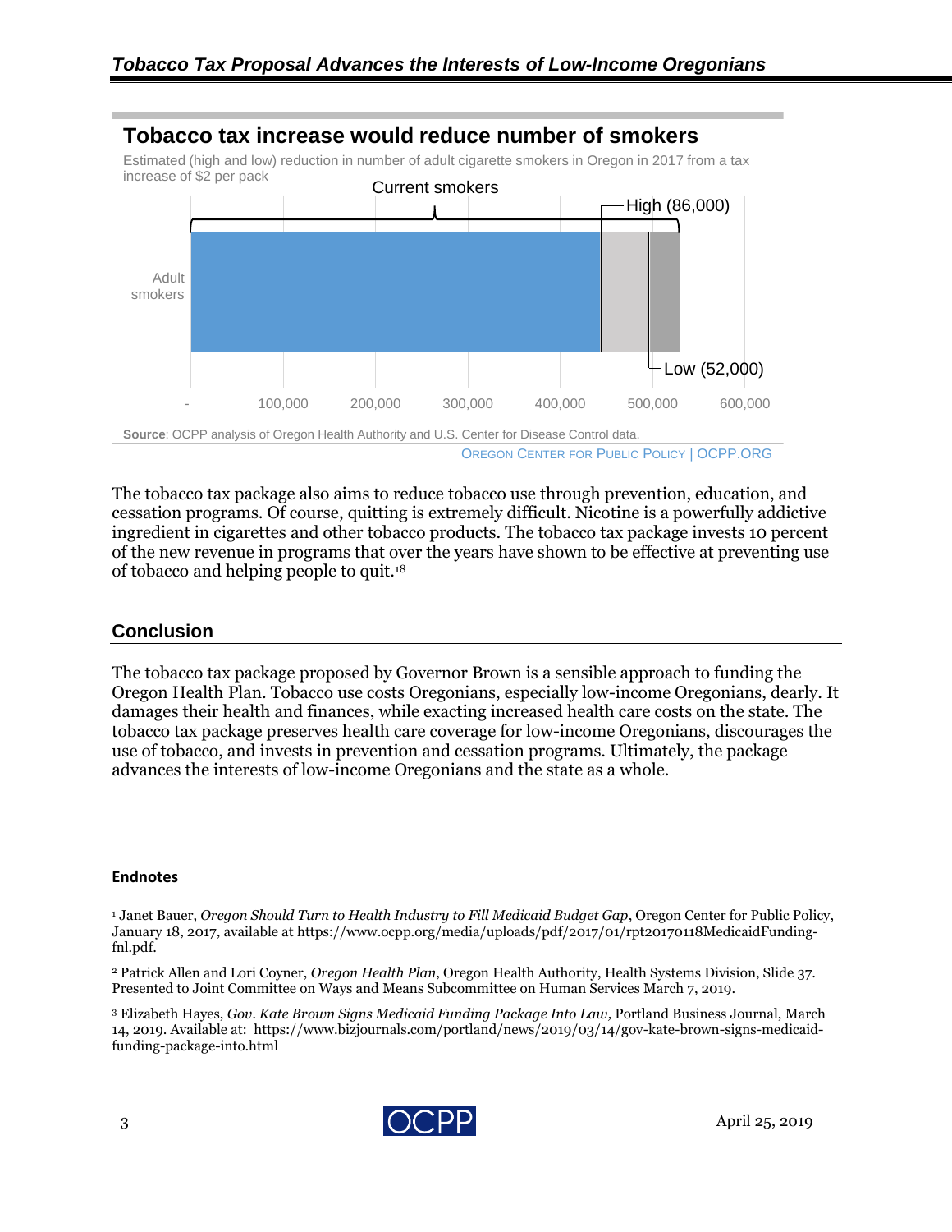## Tobacco tax increase would reduce number of smokers

Estimated (high and low) reduction in number of adult cigarette smokers in Oregon in 2017 from a tax increase of $2 per pack

Current smokers

High (86,000)

Low (52,000)

Adult smokers

- 100,000 200,000 300,000 400,000 500,000 600,000

**Source**: OCPP analysis of Oregon Health Authority and U.S. Center for Disease Control data.

OREGON CENTER FOR PUBLIC POLICY | OCPP.ORG

The tobacco tax package also aims to reduce tobacco use through prevention, education, and cessation programs. Of course, quitting is extremely difficult. Nicotine is a powerfully addictive ingredient in cigarettes and other tobacco products. The tobacco tax package invests 10 percent of the new revenue in programs that over the years have shown to be effective at preventing use of tobacco and helping people to quit.[18]

## Conclusion

The tobacco tax package proposed by Governor Brown is a sensible approach to funding the Oregon Health Plan. Tobacco use costs Oregonians, especially low-income Oregonians, dearly. It damages their health and finances, while exacting increased health care costs on the state. The tobacco tax package preserves health care coverage for low-income Oregonians, discourages the use of tobacco, and invests in prevention and cessation programs. Ultimately, the package advances the interests of low-income Oregonians and the state as a whole.

#### Endnotes

[1] Janet Bauer, *Oregon Should Turn to Health Industry to Fill Medicaid Budget Gap*, Oregon Center for Public Policy, January 18, 2017, available at https://www.ocpp.org/media/uploads/pdf/2017/01/rpt20170118MedicaidFunding-fnl.pdf.

[2] Patrick Allen and Lori Coyner, *Oregon Health Plan,* Oregon Health Authority, Health Systems Division, Slide 37. Presented to Joint Committee on Ways and Means Subcommittee on Human Services March 7, 2019.

[3] Elizabeth Hayes, *Gov. Kate Brown Signs Medicaid Funding Package Into Law,* Portland Business Journal, March 14, 2019. Available at: https://www.bizjournals.com/portland/news/2019/03/14/gov-kate-brown-signs-medicaid-funding-package-into.html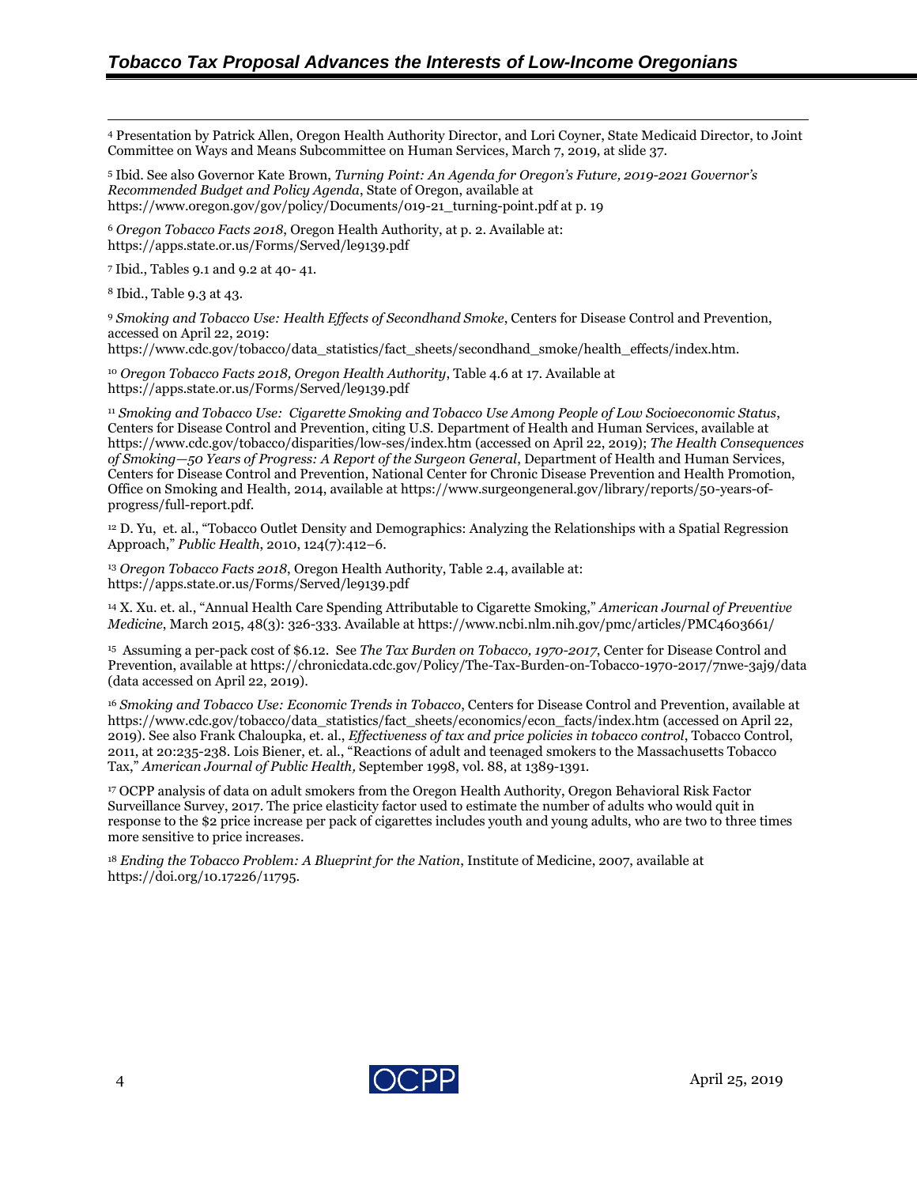[4] Presentation by Patrick Allen, Oregon Health Authority Director, and Lori Coyner, State Medicaid Director, to Joint Committee on Ways and Means Subcommittee on Human Services, March 7, 2019, at slide 37.

[5] Ibid. See also Governor Kate Brown, *Turning Point: An Agenda for Oregon's Future, 2019-2021 Governor's Recommended Budget and Policy Agenda*, State of Oregon, available at https://www.oregon.gov/gov/policy/Documents/019-21_turning-point.pdf at p. 19

[6] *Oregon Tobacco Facts 2018*, Oregon Health Authority, at p. 2. Available at: https://apps.state.or.us/Forms/Served/le9139.pdf

[7] Ibid., Tables 9.1 and 9.2 at 40- 41.

[8] Ibid., Table 9.3 at 43.

[9] *Smoking and Tobacco Use: Health Effects of Secondhand Smoke*, Centers for Disease Control and Prevention, accessed on April 22, 2019: https://www.cdc.gov/tobacco/data_statistics/fact_sheets/secondhand_smoke/health_effects/index.htm.

[10] *Oregon Tobacco Facts 2018, Oregon Health Authority*, Table 4.6 at 17. Available at https://apps.state.or.us/Forms/Served/le9139.pdf

[11] *Smoking and Tobacco Use: Cigarette Smoking and Tobacco Use Among People of Low Socioeconomic Status*, Centers for Disease Control and Prevention, citing U.S. Department of Health and Human Services, available at https://www.cdc.gov/tobacco/disparities/low-ses/index.htm (accessed on April 22, 2019); *The Health Consequences of Smoking—50 Years of Progress: A Report of the Surgeon General*, Department of Health and Human Services, Centers for Disease Control and Prevention, National Center for Chronic Disease Prevention and Health Promotion, Office on Smoking and Health, 2014, available at https://www.surgeongeneral.gov/library/reports/50-years-of-progress/full-report.pdf.

[12] D. Yu, et. al., "Tobacco Outlet Density and Demographics: Analyzing the Relationships with a Spatial Regression Approach," *Public Health*, 2010, 124(7):412–6.

[13] *Oregon Tobacco Facts 2018*, Oregon Health Authority, Table 2.4, available at: https://apps.state.or.us/Forms/Served/le9139.pdf

[14] X. Xu. et. al., "Annual Health Care Spending Attributable to Cigarette Smoking," *American Journal of Preventive Medicine*, March 2015, 48(3): 326-333. Available at https://www.ncbi.nlm.nih.gov/pmc/articles/PMC4603661/

[15] Assuming a per-pack cost of $6.12. See *The Tax Burden on Tobacco, 1970-2017*, Center for Disease Control and Prevention, available at https://chronicdata.cdc.gov/Policy/The-Tax-Burden-on-Tobacco-1970-2017/7nwe-3aj9/data (data accessed on April 22, 2019).

[16] *Smoking and Tobacco Use: Economic Trends in Tobacco*, Centers for Disease Control and Prevention, available at https://www.cdc.gov/tobacco/data_statistics/fact_sheets/economics/econ_facts/index.htm (accessed on April 22, 2019). See also Frank Chaloupka, et. al., *Effectiveness of tax and price policies in tobacco control*, Tobacco Control, 2011, at 20:235-238. Lois Biener, et. al., "Reactions of adult and teenaged smokers to the Massachusetts Tobacco Tax," *American Journal of Public Health,* September 1998, vol. 88, at 1389-1391.

[17] OCPP analysis of data on adult smokers from the Oregon Health Authority, Oregon Behavioral Risk Factor Surveillance Survey, 2017. The price elasticity factor used to estimate the number of adults who would quit in response to the $2 price increase per pack of cigarettes includes youth and young adults, who are two to three times more sensitive to price increases.

[18] *Ending the Tobacco Problem: A Blueprint for the Nation*, Institute of Medicine, 2007, available at https://doi.org/10.17226/11795.